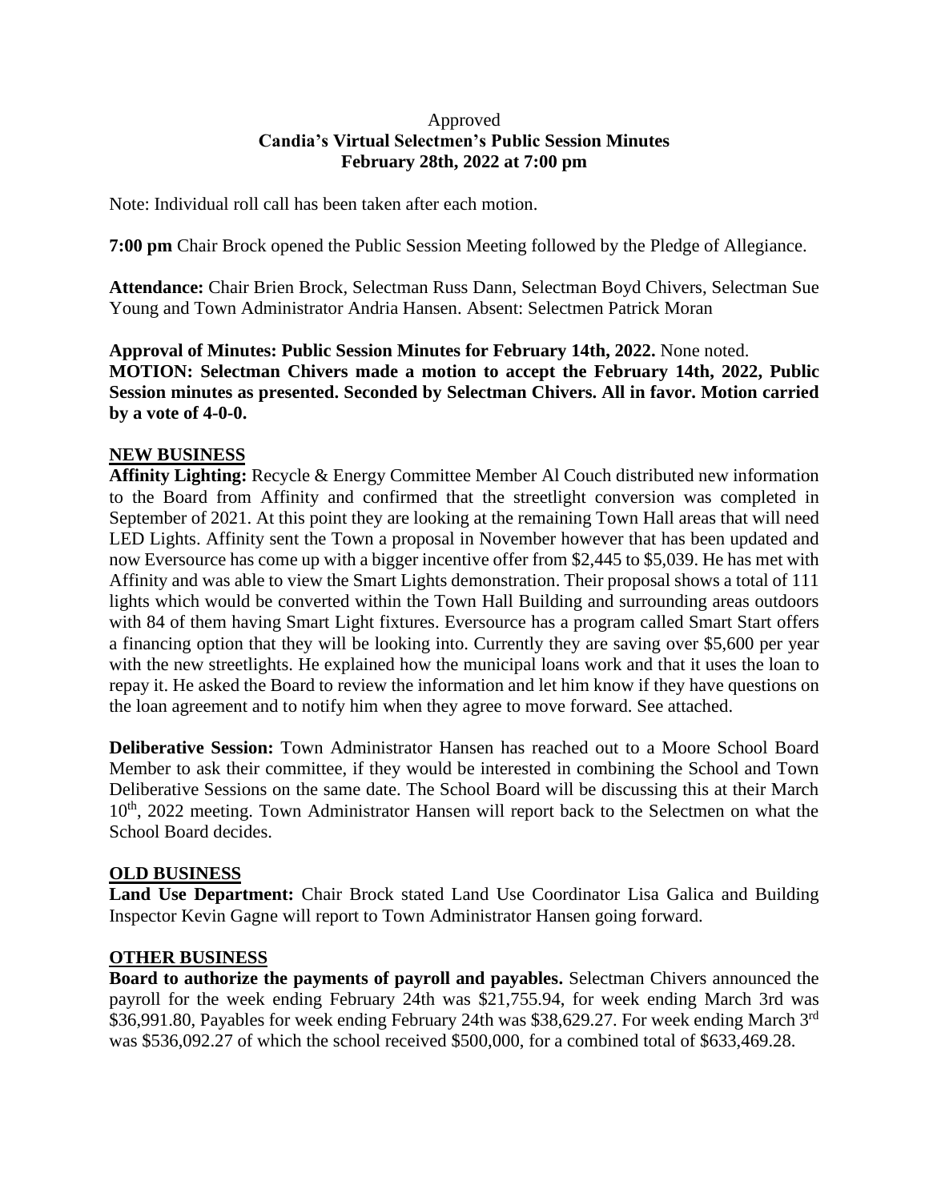Approved
**Candia's Virtual Selectmen's Public Session Minutes**
**February 28th, 2022 at 7:00 pm**

Note: Individual roll call has been taken after each motion.

**7:00 pm** Chair Brock opened the Public Session Meeting followed by the Pledge of Allegiance.

**Attendance:** Chair Brien Brock, Selectman Russ Dann, Selectman Boyd Chivers, Selectman Sue Young and Town Administrator Andria Hansen. Absent: Selectmen Patrick Moran

**Approval of Minutes: Public Session Minutes for February 14th, 2022.** None noted.
**MOTION: Selectman Chivers made a motion to accept the February 14th, 2022, Public Session minutes as presented. Seconded by Selectman Chivers. All in favor. Motion carried by a vote of 4-0-0.**

**NEW BUSINESS**

**Affinity Lighting:** Recycle & Energy Committee Member Al Couch distributed new information to the Board from Affinity and confirmed that the streetlight conversion was completed in September of 2021. At this point they are looking at the remaining Town Hall areas that will need LED Lights. Affinity sent the Town a proposal in November however that has been updated and now Eversource has come up with a bigger incentive offer from $2,445 to $5,039. He has met with Affinity and was able to view the Smart Lights demonstration. Their proposal shows a total of 111 lights which would be converted within the Town Hall Building and surrounding areas outdoors with 84 of them having Smart Light fixtures. Eversource has a program called Smart Start offers a financing option that they will be looking into. Currently they are saving over $5,600 per year with the new streetlights. He explained how the municipal loans work and that it uses the loan to repay it. He asked the Board to review the information and let him know if they have questions on the loan agreement and to notify him when they agree to move forward. See attached.

**Deliberative Session:** Town Administrator Hansen has reached out to a Moore School Board Member to ask their committee, if they would be interested in combining the School and Town Deliberative Sessions on the same date. The School Board will be discussing this at their March 10th, 2022 meeting. Town Administrator Hansen will report back to the Selectmen on what the School Board decides.

**OLD BUSINESS**

**Land Use Department:** Chair Brock stated Land Use Coordinator Lisa Galica and Building Inspector Kevin Gagne will report to Town Administrator Hansen going forward.

**OTHER BUSINESS**

**Board to authorize the payments of payroll and payables.** Selectman Chivers announced the payroll for the week ending February 24th was $21,755.94, for week ending March 3rd was $36,991.80, Payables for week ending February 24th was $38,629.27. For week ending March 3rd was $536,092.27 of which the school received $500,000, for a combined total of $633,469.28.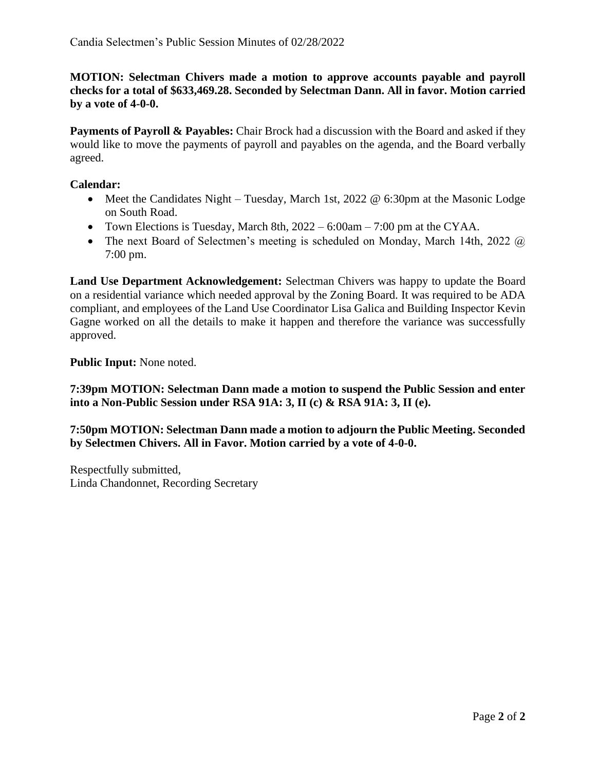**MOTION: Selectman Chivers made a motion to approve accounts payable and payroll checks for a total of $633,469.28. Seconded by Selectman Dann. All in favor. Motion carried by a vote of 4-0-0.**

**Payments of Payroll & Payables:** Chair Brock had a discussion with the Board and asked if they would like to move the payments of payroll and payables on the agenda, and the Board verbally agreed.

**Calendar:**

- Meet the Candidates Night – Tuesday, March 1st, 2022 @ 6:30pm at the Masonic Lodge on South Road.
- Town Elections is Tuesday, March 8th, 2022 – 6:00am – 7:00 pm at the CYAA.
- The next Board of Selectmen's meeting is scheduled on Monday, March 14th, 2022 @ 7:00 pm.

**Land Use Department Acknowledgement:** Selectman Chivers was happy to update the Board on a residential variance which needed approval by the Zoning Board. It was required to be ADA compliant, and employees of the Land Use Coordinator Lisa Galica and Building Inspector Kevin Gagne worked on all the details to make it happen and therefore the variance was successfully approved.

**Public Input:** None noted.

**7:39pm MOTION: Selectman Dann made a motion to suspend the Public Session and enter into a Non-Public Session under RSA 91A: 3, II (c) & RSA 91A: 3, II (e).**

**7:50pm MOTION: Selectman Dann made a motion to adjourn the Public Meeting. Seconded by Selectmen Chivers. All in Favor. Motion carried by a vote of 4-0-0.**

Respectfully submitted,
Linda Chandonnet, Recording Secretary